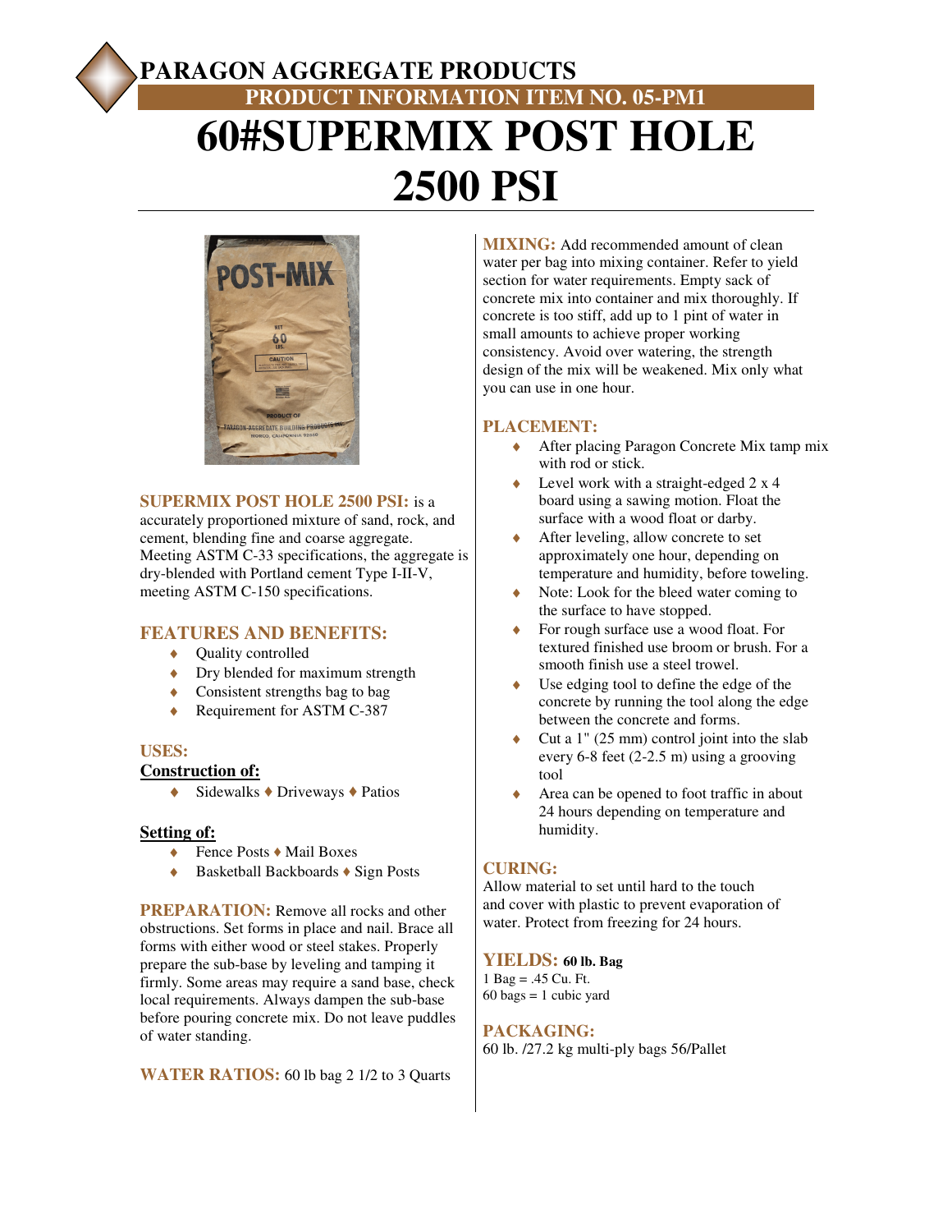# PARAGON AGGREGATE PRODUCTS

## PRODUCT INFORMATION ITEM NO. 05-PM1

# 60#SUPERMIX POST HOLE 2500 PSI

**SUPERMIX POST HOLE 2500 PSI:** is a accurately proportioned mixture of sand, rock, and cement, blending fine and coarse aggregate. Meeting ASTM C-33 specifications, the aggregate is dry-blended with Portland cement Type I-II-V, meeting ASTM C-150 specifications.

## FEATURES AND BENEFITS:

- Quality controlled
- Dry blended for maximum strength
- Consistent strengths bag to bag
- Requirement for ASTM C-387

## USES:

**Construction of:**

- Sidewalks ♦ Driveways ♦ Patios

**Setting of:**

- Fence Posts ♦ Mail Boxes
- Basketball Backboards ♦ Sign Posts

**PREPARATION:** Remove all rocks and other obstructions. Set forms in place and nail. Brace all forms with either wood or steel stakes. Properly prepare the sub-base by leveling and tamping it firmly. Some areas may require a sand base, check local requirements. Always dampen the sub-base before pouring concrete mix. Do not leave puddles of water standing.

**WATER RATIOS:** 60 lb bag 2 1/2 to 3 Quarts

**MIXING:** Add recommended amount of clean water per bag into mixing container. Refer to yield section for water requirements. Empty sack of concrete mix into container and mix thoroughly. If concrete is too stiff, add up to 1 pint of water in small amounts to achieve proper working consistency. Avoid over watering, the strength design of the mix will be weakened. Mix only what you can use in one hour.

## PLACEMENT:

- After placing Paragon Concrete Mix tamp mix with rod or stick.
- Level work with a straight-edged 2 x 4 board using a sawing motion. Float the surface with a wood float or darby.
- After leveling, allow concrete to set approximately one hour, depending on temperature and humidity, before toweling.
- Note: Look for the bleed water coming to the surface to have stopped.
- For rough surface use a wood float. For textured finished use broom or brush. For a smooth finish use a steel trowel.
- Use edging tool to define the edge of the concrete by running the tool along the edge between the concrete and forms.
- Cut a 1" (25 mm) control joint into the slab every 6-8 feet (2-2.5 m) using a grooving tool
- Area can be opened to foot traffic in about 24 hours depending on temperature and humidity.

## CURING:

Allow material to set until hard to the touch and cover with plastic to prevent evaporation of water. Protect from freezing for 24 hours.

## YIELDS: 60 lb. Bag

1 Bag = .45 Cu. Ft.
60 bags = 1 cubic yard

## PACKAGING:

60 lb. /27.2 kg multi-ply bags 56/Pallet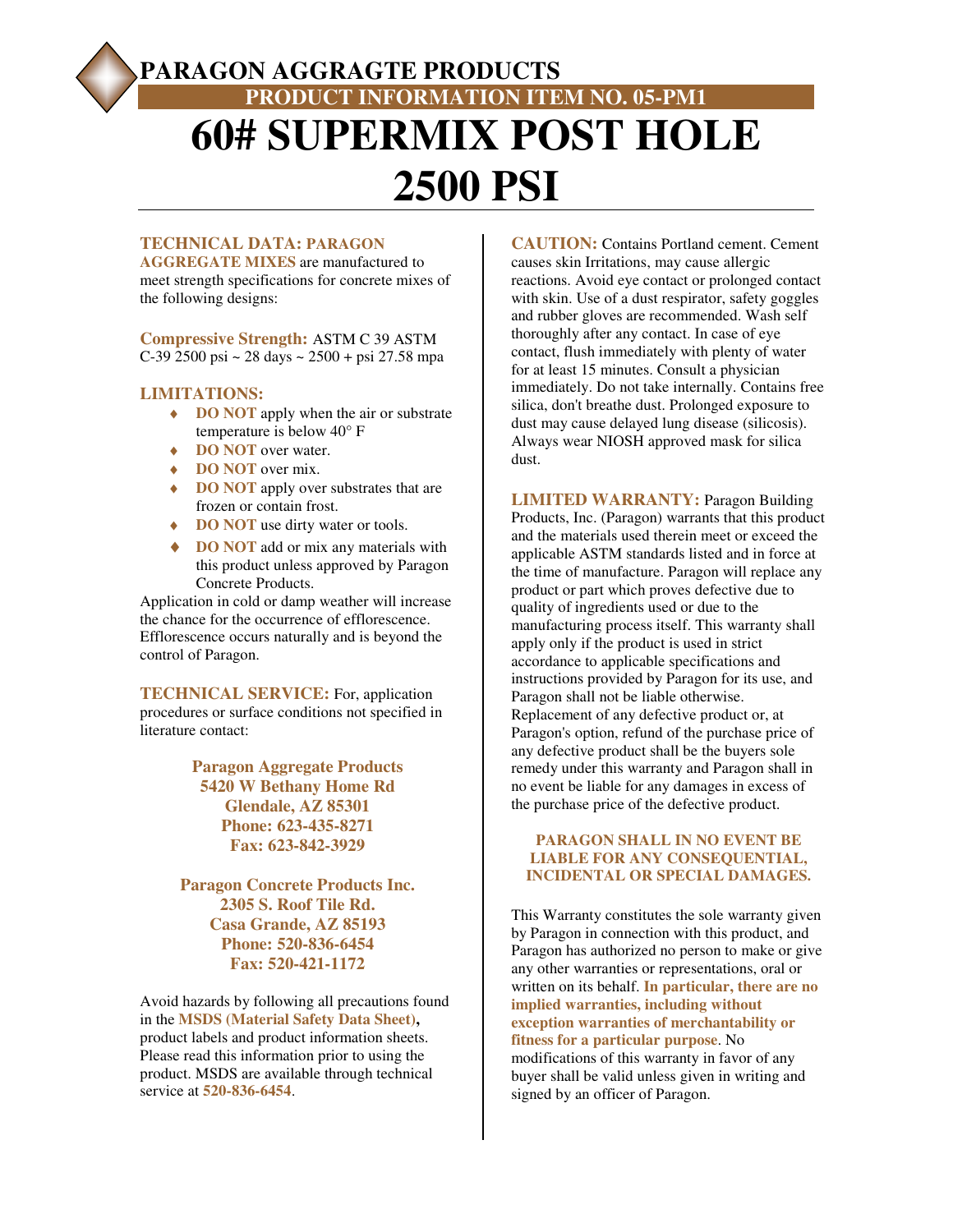# PARAGON AGGRAGTE PRODUCTS

## PRODUCT INFORMATION ITEM NO. 05-PM1

# 60# SUPERMIX POST HOLE 2500 PSI

**TECHNICAL DATA: PARAGON AGGREGATE MIXES** are manufactured to meet strength specifications for concrete mixes of the following designs:

**Compressive Strength:** ASTM C 39 ASTM C-39 2500 psi ~ 28 days ~ 2500 + psi 27.58 mpa

**LIMITATIONS:**

- **DO NOT** apply when the air or substrate temperature is below 40° F
- **DO NOT** over water.
- **DO NOT** over mix.
- **DO NOT** apply over substrates that are frozen or contain frost.
- **DO NOT** use dirty water or tools.
- **DO NOT** add or mix any materials with this product unless approved by Paragon Concrete Products.

Application in cold or damp weather will increase the chance for the occurrence of efflorescence. Efflorescence occurs naturally and is beyond the control of Paragon.

**TECHNICAL SERVICE:** For, application procedures or surface conditions not specified in literature contact:

**Paragon Aggregate Products**
**5420 W Bethany Home Rd**
**Glendale, AZ 85301**
**Phone: 623-435-8271**
**Fax: 623-842-3929**

**Paragon Concrete Products Inc.**
**2305 S. Roof Tile Rd.**
**Casa Grande, AZ 85193**
**Phone: 520-836-6454**
**Fax: 520-421-1172**

Avoid hazards by following all precautions found in the **MSDS (Material Safety Data Sheet),** product labels and product information sheets. Please read this information prior to using the product. MSDS are available through technical service at **520-836-6454**.

**CAUTION:** Contains Portland cement. Cement causes skin Irritations, may cause allergic reactions. Avoid eye contact or prolonged contact with skin. Use of a dust respirator, safety goggles and rubber gloves are recommended. Wash self thoroughly after any contact. In case of eye contact, flush immediately with plenty of water for at least 15 minutes. Consult a physician immediately. Do not take internally. Contains free silica, don't breathe dust. Prolonged exposure to dust may cause delayed lung disease (silicosis). Always wear NIOSH approved mask for silica dust.

**LIMITED WARRANTY:** Paragon Building Products, Inc. (Paragon) warrants that this product and the materials used therein meet or exceed the applicable ASTM standards listed and in force at the time of manufacture. Paragon will replace any product or part which proves defective due to quality of ingredients used or due to the manufacturing process itself. This warranty shall apply only if the product is used in strict accordance to applicable specifications and instructions provided by Paragon for its use, and Paragon shall not be liable otherwise. Replacement of any defective product or, at Paragon's option, refund of the purchase price of any defective product shall be the buyers sole remedy under this warranty and Paragon shall in no event be liable for any damages in excess of the purchase price of the defective product.

**PARAGON SHALL IN NO EVENT BE LIABLE FOR ANY CONSEQUENTIAL, INCIDENTAL OR SPECIAL DAMAGES.**

This Warranty constitutes the sole warranty given by Paragon in connection with this product, and Paragon has authorized no person to make or give any other warranties or representations, oral or written on its behalf. **In particular, there are no implied warranties, including without exception warranties of merchantability or fitness for a particular purpose**. No modifications of this warranty in favor of any buyer shall be valid unless given in writing and signed by an officer of Paragon.